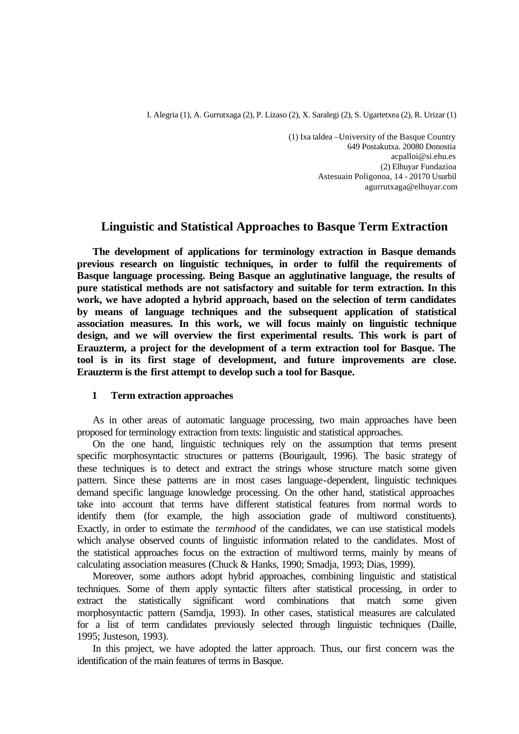I. Alegria (1), A. Gurrutxaga (2), P. Lizaso (2), X. Saralegi (2), S. Ugartetxea (2), R. Urizar (1)

(1) Ixa taldea –University of the Basque Country
649 Postakutxa. 20080 Donostia
acpalloi@si.ehu.es
(2) Elhuyar Fundazioa
Astesuain Poligonoa, 14 - 20170 Usurbil
agurrutxaga@elhuyar.com

# Linguistic and Statistical Approaches to Basque Term Extraction

**The development of applications for terminology extraction in Basque demands previous research on linguistic techniques, in order to fulfil the requirements of Basque language processing. Being Basque an agglutinative language, the results of pure statistical methods are not satisfactory and suitable for term extraction. In this work, we have adopted a hybrid approach, based on the selection of term candidates by means of language techniques and the subsequent application of statistical association measures. In this work, we will focus mainly on linguistic technique design, and we will overview the first experimental results. This work is part of Erauzterm, a project for the development of a term extraction tool for Basque. The tool is in its first stage of development, and future improvements are close. Erauzterm is the first attempt to develop such a tool for Basque.**

## 1 Term extraction approaches

As in other areas of automatic language processing, two main approaches have been proposed for terminology extraction from texts: linguistic and statistical approaches.

On the one hand, linguistic techniques rely on the assumption that terms present specific morphosyntactic structures or patterns (Bourigault, 1996). The basic strategy of these techniques is to detect and extract the strings whose structure match some given pattern. Since these patterns are in most cases language-dependent, linguistic techniques demand specific language knowledge processing. On the other hand, statistical approaches take into account that terms have different statistical features from normal words to identify them (for example, the high association grade of multiword constituents). Exactly, in order to estimate the *termhood* of the candidates, we can use statistical models which analyse observed counts of linguistic information related to the candidates. Most of the statistical approaches focus on the extraction of multiword terms, mainly by means of calculating association measures (Chuck & Hanks, 1990; Smadja, 1993; Dias, 1999).

Moreover, some authors adopt hybrid approaches, combining linguistic and statistical techniques. Some of them apply syntactic filters after statistical processing, in order to extract the statistically significant word combinations that match some given morphosyntactic pattern (Samdja, 1993). In other cases, statistical measures are calculated for a list of term candidates previously selected through linguistic techniques (Daille, 1995; Justeson, 1993).

In this project, we have adopted the latter approach. Thus, our first concern was the identification of the main features of terms in Basque.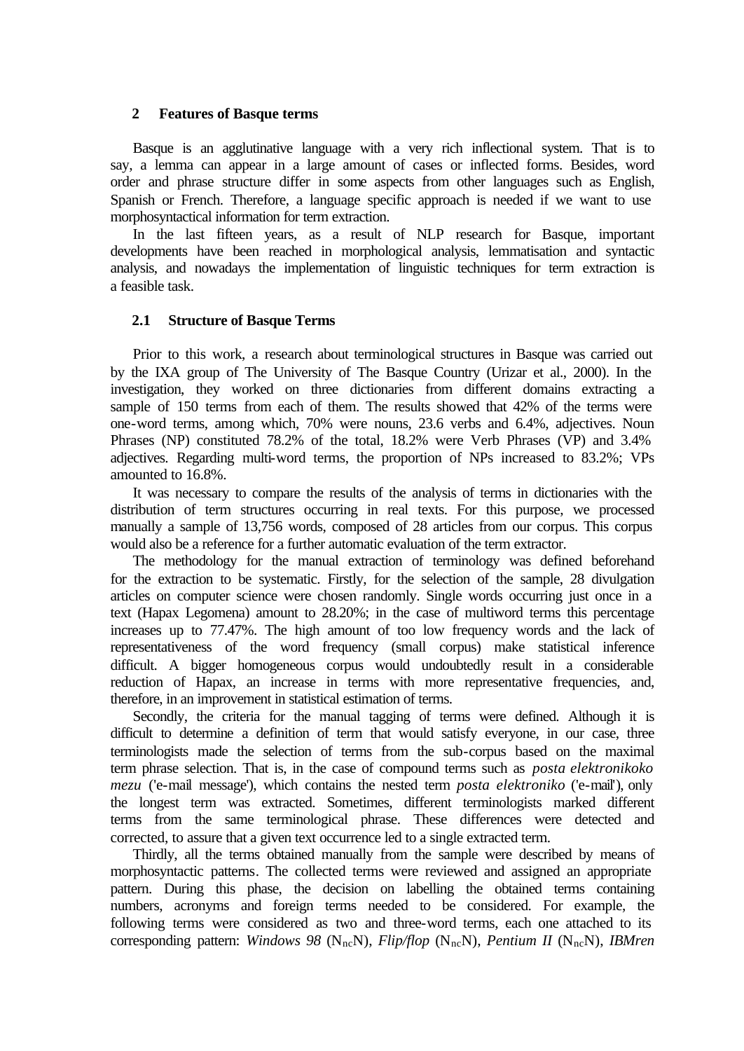## 2 Features of Basque terms

Basque is an agglutinative language with a very rich inflectional system. That is to say, a lemma can appear in a large amount of cases or inflected forms. Besides, word order and phrase structure differ in some aspects from other languages such as English, Spanish or French. Therefore, a language specific approach is needed if we want to use morphosyntactical information for term extraction.

In the last fifteen years, as a result of NLP research for Basque, important developments have been reached in morphological analysis, lemmatisation and syntactic analysis, and nowadays the implementation of linguistic techniques for term extraction is a feasible task.

### 2.1 Structure of Basque Terms

Prior to this work, a research about terminological structures in Basque was carried out by the IXA group of The University of The Basque Country (Urizar et al., 2000). In the investigation, they worked on three dictionaries from different domains extracting a sample of 150 terms from each of them. The results showed that 42% of the terms were one-word terms, among which, 70% were nouns, 23.6 verbs and 6.4%, adjectives. Noun Phrases (NP) constituted 78.2% of the total, 18.2% were Verb Phrases (VP) and 3.4% adjectives. Regarding multi-word terms, the proportion of NPs increased to 83.2%; VPs amounted to 16.8%.

It was necessary to compare the results of the analysis of terms in dictionaries with the distribution of term structures occurring in real texts. For this purpose, we processed manually a sample of 13,756 words, composed of 28 articles from our corpus. This corpus would also be a reference for a further automatic evaluation of the term extractor.

The methodology for the manual extraction of terminology was defined beforehand for the extraction to be systematic. Firstly, for the selection of the sample, 28 divulgation articles on computer science were chosen randomly. Single words occurring just once in a text (Hapax Legomena) amount to 28.20%; in the case of multiword terms this percentage increases up to 77.47%. The high amount of too low frequency words and the lack of representativeness of the word frequency (small corpus) make statistical inference difficult. A bigger homogeneous corpus would undoubtedly result in a considerable reduction of Hapax, an increase in terms with more representative frequencies, and, therefore, in an improvement in statistical estimation of terms.

Secondly, the criteria for the manual tagging of terms were defined. Although it is difficult to determine a definition of term that would satisfy everyone, in our case, three terminologists made the selection of terms from the sub-corpus based on the maximal term phrase selection. That is, in the case of compound terms such as *posta elektronikoko mezu* ('e-mail message'), which contains the nested term *posta elektroniko* ('e-mail'), only the longest term was extracted. Sometimes, different terminologists marked different terms from the same terminological phrase. These differences were detected and corrected, to assure that a given text occurrence led to a single extracted term.

Thirdly, all the terms obtained manually from the sample were described by means of morphosyntactic patterns. The collected terms were reviewed and assigned an appropriate pattern. During this phase, the decision on labelling the obtained terms containing numbers, acronyms and foreign terms needed to be considered. For example, the following terms were considered as two and three-word terms, each one attached to its corresponding pattern: *Windows 98* ($N_{nc}N$), *Flip/flop* ($N_{nc}N$), *Pentium II* ($N_{nc}N$), *IBMren*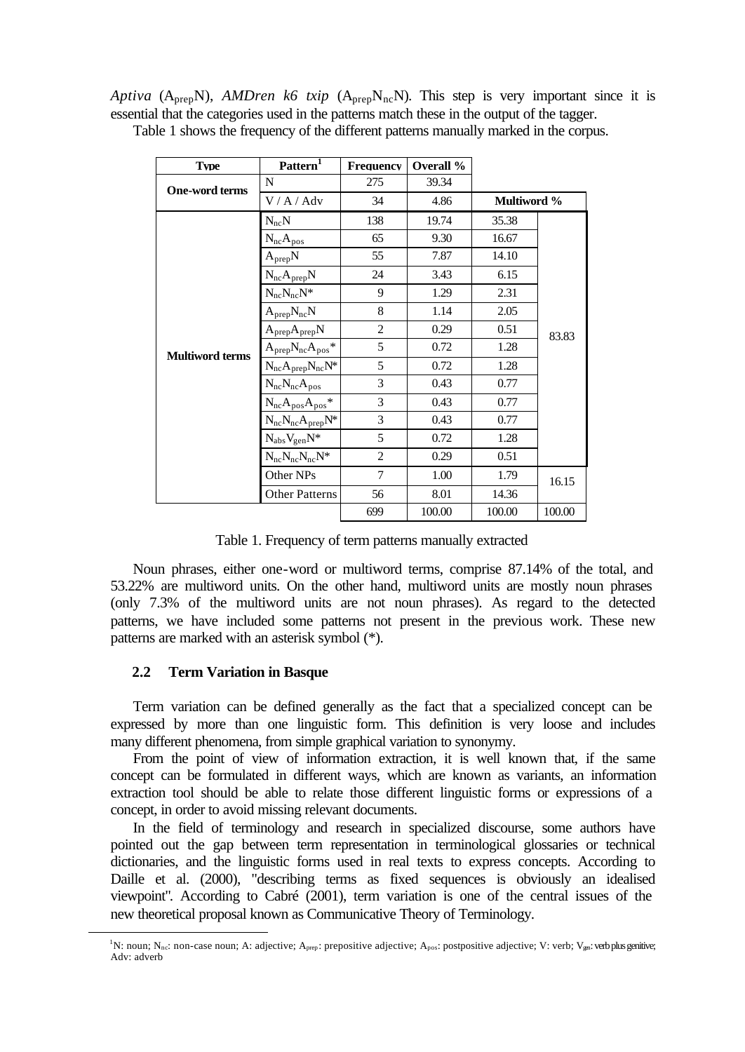*Aptiva* ($A_{prep}N$), *AMDren k6 txip* ($A_{prep}N_{nc}N$). This step is very important since it is essential that the categories used in the patterns match these in the output of the tagger.

Table 1 shows the frequency of the different patterns manually marked in the corpus.

| Type | Pattern[1] | Frequency | Overall % | | |
|---|---|---|---|---|---|
| One-word terms | N | 275 | 39.34 | | |
| | V / A / Adv | 34 | 4.86 | Multiword % | |
| Multiword terms | $N_{nc}N$ | 138 | 19.74 | 35.38 | 83.83 |
| | $N_{nc}A_{pos}$ | 65 | 9.30 | 16.67 | |
| | $A_{prep}N$ | 55 | 7.87 | 14.10 | |
| | $N_{nc}A_{prep}N$ | 24 | 3.43 | 6.15 | |
| | $N_{nc}N_{nc}N$* | 9 | 1.29 | 2.31 | |
| | $A_{prep}N_{nc}N$ | 8 | 1.14 | 2.05 | |
| | $A_{prep}A_{prep}N$ | 2 | 0.29 | 0.51 | |
| | $A_{prep}N_{nc}A_{pos}$* | 5 | 0.72 | 1.28 | |
| | $N_{nc}A_{prep}N_{nc}N$* | 5 | 0.72 | 1.28 | |
| | $N_{nc}N_{nc}A_{pos}$ | 3 | 0.43 | 0.77 | |
| | $N_{nc}A_{pos}A_{pos}$* | 3 | 0.43 | 0.77 | |
| | $N_{nc}N_{nc}A_{prep}N$* | 3 | 0.43 | 0.77 | |
| | $N_{abs}V_{gen}N$* | 5 | 0.72 | 1.28 | |
| | $N_{nc}N_{nc}N_{nc}N$* | 2 | 0.29 | 0.51 | |
| | Other NPs | 7 | 1.00 | 1.79 | 16.15 |
| | Other Patterns | 56 | 8.01 | 14.36 | |
| | | 699 | 100.00 | 100.00 | 100.00 |

Table 1. Frequency of term patterns manually extracted

Noun phrases, either one-word or multiword terms, comprise 87.14% of the total, and 53.22% are multiword units. On the other hand, multiword units are mostly noun phrases (only 7.3% of the multiword units are not noun phrases). As regard to the detected patterns, we have included some patterns not present in the previous work. These new patterns are marked with an asterisk symbol (*).

### 2.2 Term Variation in Basque

Term variation can be defined generally as the fact that a specialized concept can be expressed by more than one linguistic form. This definition is very loose and includes many different phenomena, from simple graphical variation to synonymy.

From the point of view of information extraction, it is well known that, if the same concept can be formulated in different ways, which are known as variants, an information extraction tool should be able to relate those different linguistic forms or expressions of a concept, in order to avoid missing relevant documents.

In the field of terminology and research in specialized discourse, some authors have pointed out the gap between term representation in terminological glossaries or technical dictionaries, and the linguistic forms used in real texts to express concepts. According to Daille et al. (2000), "describing terms as fixed sequences is obviously an idealised viewpoint". According to Cabré (2001), term variation is one of the central issues of the new theoretical proposal known as Communicative Theory of Terminology.

[1] N: noun; $N_{nc}$: non-case noun; A: adjective; $A_{prep}$: prepositive adjective; $A_{pos}$: postpositive adjective; V: verb; $V_{gen}$: verb plus genitive; Adv: adverb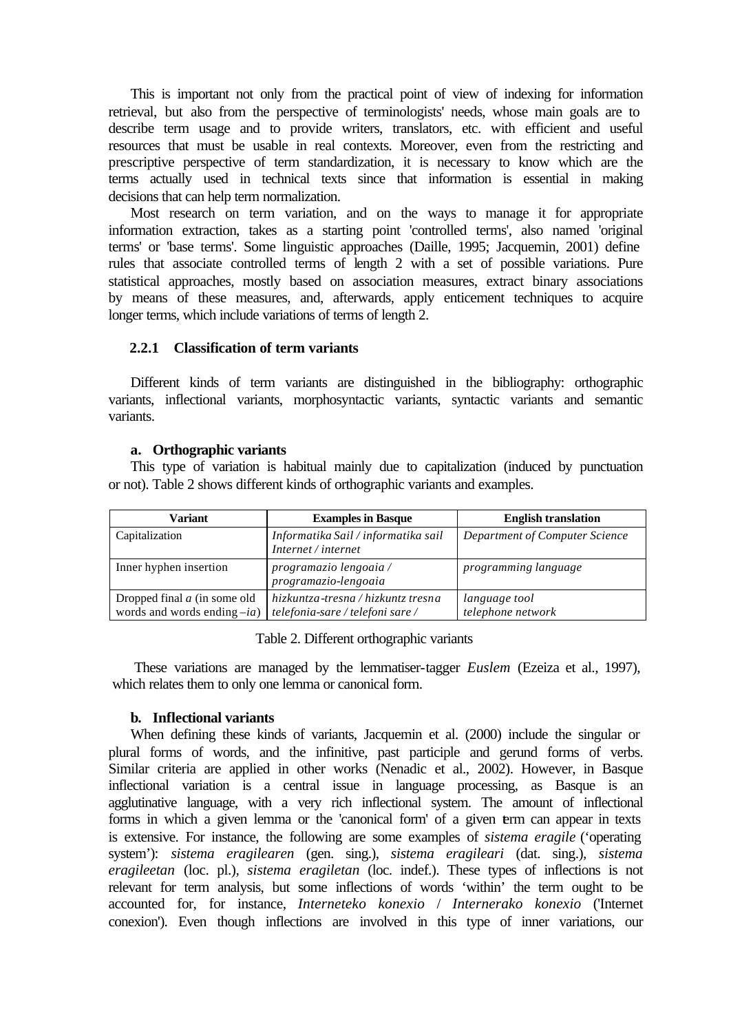This is important not only from the practical point of view of indexing for information retrieval, but also from the perspective of terminologists' needs, whose main goals are to describe term usage and to provide writers, translators, etc. with efficient and useful resources that must be usable in real contexts. Moreover, even from the restricting and prescriptive perspective of term standardization, it is necessary to know which are the terms actually used in technical texts since that information is essential in making decisions that can help term normalization.

Most research on term variation, and on the ways to manage it for appropriate information extraction, takes as a starting point 'controlled terms', also named 'original terms' or 'base terms'. Some linguistic approaches (Daille, 1995; Jacquemin, 2001) define rules that associate controlled terms of length 2 with a set of possible variations. Pure statistical approaches, mostly based on association measures, extract binary associations by means of these measures, and, afterwards, apply enticement techniques to acquire longer terms, which include variations of terms of length 2.

### 2.2.1 Classification of term variants

Different kinds of term variants are distinguished in the bibliography: orthographic variants, inflectional variants, morphosyntactic variants, syntactic variants and semantic variants.

**a. Orthographic variants**

This type of variation is habitual mainly due to capitalization (induced by punctuation or not). Table 2 shows different kinds of orthographic variants and examples.

| Variant | Examples in Basque | English translation |
|---|---|---|
| Capitalization | *Informatika Sail / informatika sail*<br>*Internet / internet* | *Department of Computer Science* |
| Inner hyphen insertion | *programazio lengoaia / programazio-lengoaia* | *programming language* |
| Dropped final *a* (in some old words and words ending *–ia*) | *hizkuntza-tresna / hizkuntz tresna*<br>*telefonia-sare / telefoni sare /* | *language tool*<br>*telephone network* |

Table 2. Different orthographic variants

These variations are managed by the lemmatiser-tagger *Euslem* (Ezeiza et al., 1997), which relates them to only one lemma or canonical form.

**b. Inflectional variants**

When defining these kinds of variants, Jacquemin et al. (2000) include the singular or plural forms of words, and the infinitive, past participle and gerund forms of verbs. Similar criteria are applied in other works (Nenadic et al., 2002). However, in Basque inflectional variation is a central issue in language processing, as Basque is an agglutinative language, with a very rich inflectional system. The amount of inflectional forms in which a given lemma or the 'canonical form' of a given term can appear in texts is extensive. For instance, the following are some examples of *sistema eragile* ('operating system'): *sistema eragilearen* (gen. sing.), *sistema eragileari* (dat. sing.), *sistema eragileetan* (loc. pl.), *sistema eragiletan* (loc. indef.). These types of inflections is not relevant for term analysis, but some inflections of words 'within' the term ought to be accounted for, for instance, *Interneteko konexio* / *Internerako konexio* ('Internet conexion'). Even though inflections are involved in this type of inner variations, our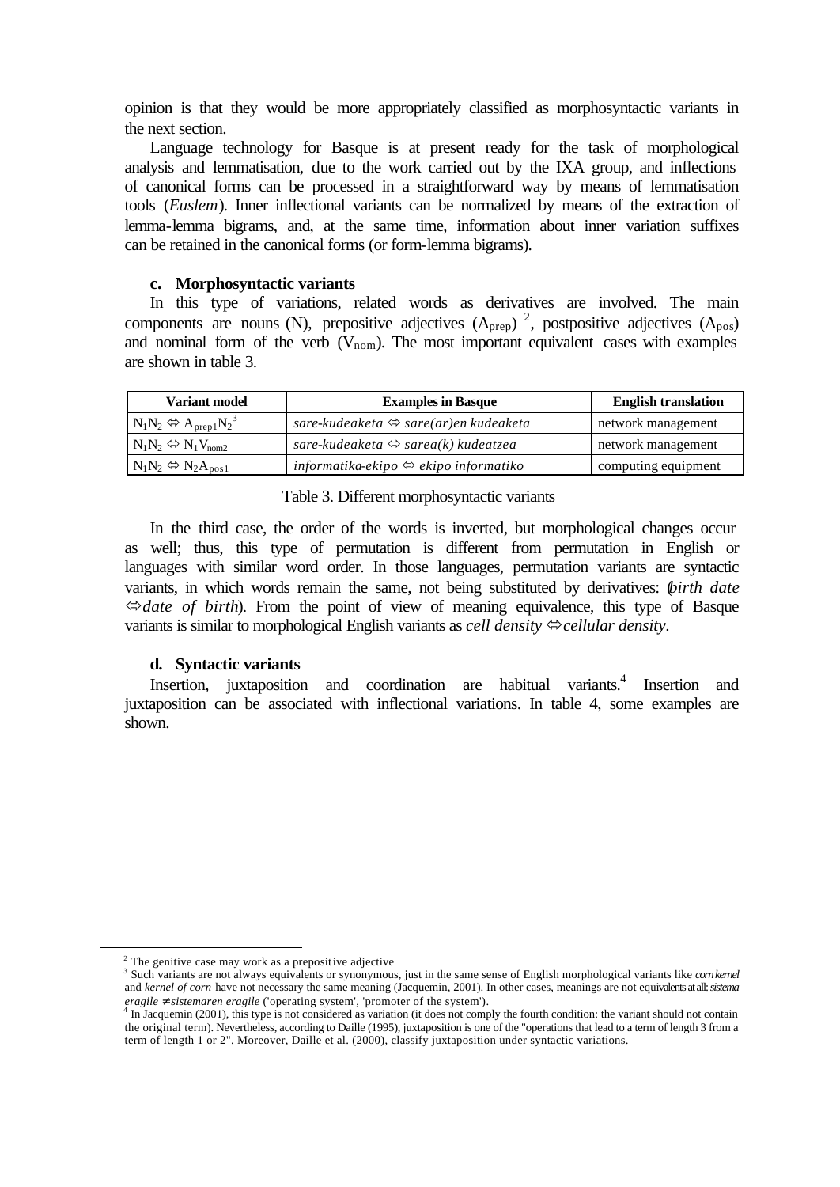opinion is that they would be more appropriately classified as morphosyntactic variants in the next section.

Language technology for Basque is at present ready for the task of morphological analysis and lemmatisation, due to the work carried out by the IXA group, and inflections of canonical forms can be processed in a straightforward way by means of lemmatisation tools (*Euslem*). Inner inflectional variants can be normalized by means of the extraction of lemma-lemma bigrams, and, at the same time, information about inner variation suffixes can be retained in the canonical forms (or form-lemma bigrams).

### c. Morphosyntactic variants

In this type of variations, related words as derivatives are involved. The main components are nouns (N), prepositive adjectives ($A_{prep}$) [2], postpositive adjectives ($A_{pos}$) and nominal form of the verb ($V_{nom}$). The most important equivalent cases with examples are shown in table 3.

| Variant model | Examples in Basque | English translation |
|---|---|---|
| $N_1N_2 \Leftrightarrow A_{prep1}N_2$ [3] | *sare-kudeaketa ⇔ sare(ar)en kudeaketa* | network management |
| $N_1N_2 \Leftrightarrow N_1V_{nom2}$ | *sare-kudeaketa ⇔ sarea(k) kudeatzea* | network management |
| $N_1N_2 \Leftrightarrow N_2A_{pos1}$ | *informatika-ekipo ⇔ ekipo informatiko* | computing equipment |

Table 3. Different morphosyntactic variants

In the third case, the order of the words is inverted, but morphological changes occur as well; thus, this type of permutation is different from permutation in English or languages with similar word order. In those languages, permutation variants are syntactic variants, in which words remain the same, not being substituted by derivatives: (*birth date ⇔ date of birth*). From the point of view of meaning equivalence, this type of Basque variants is similar to morphological English variants as *cell density ⇔ cellular density*.

### d. Syntactic variants

Insertion, juxtaposition and coordination are habitual variants.[4] Insertion and juxtaposition can be associated with inflectional variations. In table 4, some examples are shown.

---

[2] The genitive case may work as a prepositive adjective

[3] Such variants are not always equivalents or synonymous, just in the same sense of English morphological variants like *corn kernel* and *kernel of corn* have not necessary the same meaning (Jacquemin, 2001). In other cases, meanings are not equivalents at all: *sistema eragile ≠ sistemaren eragile* ('operating system', 'promoter of the system').

[4] In Jacquemin (2001), this type is not considered as variation (it does not comply the fourth condition: the variant should not contain the original term). Nevertheless, according to Daille (1995), juxtaposition is one of the "operations that lead to a term of length 3 from a term of length 1 or 2". Moreover, Daille et al. (2000), classify juxtaposition under syntactic variations.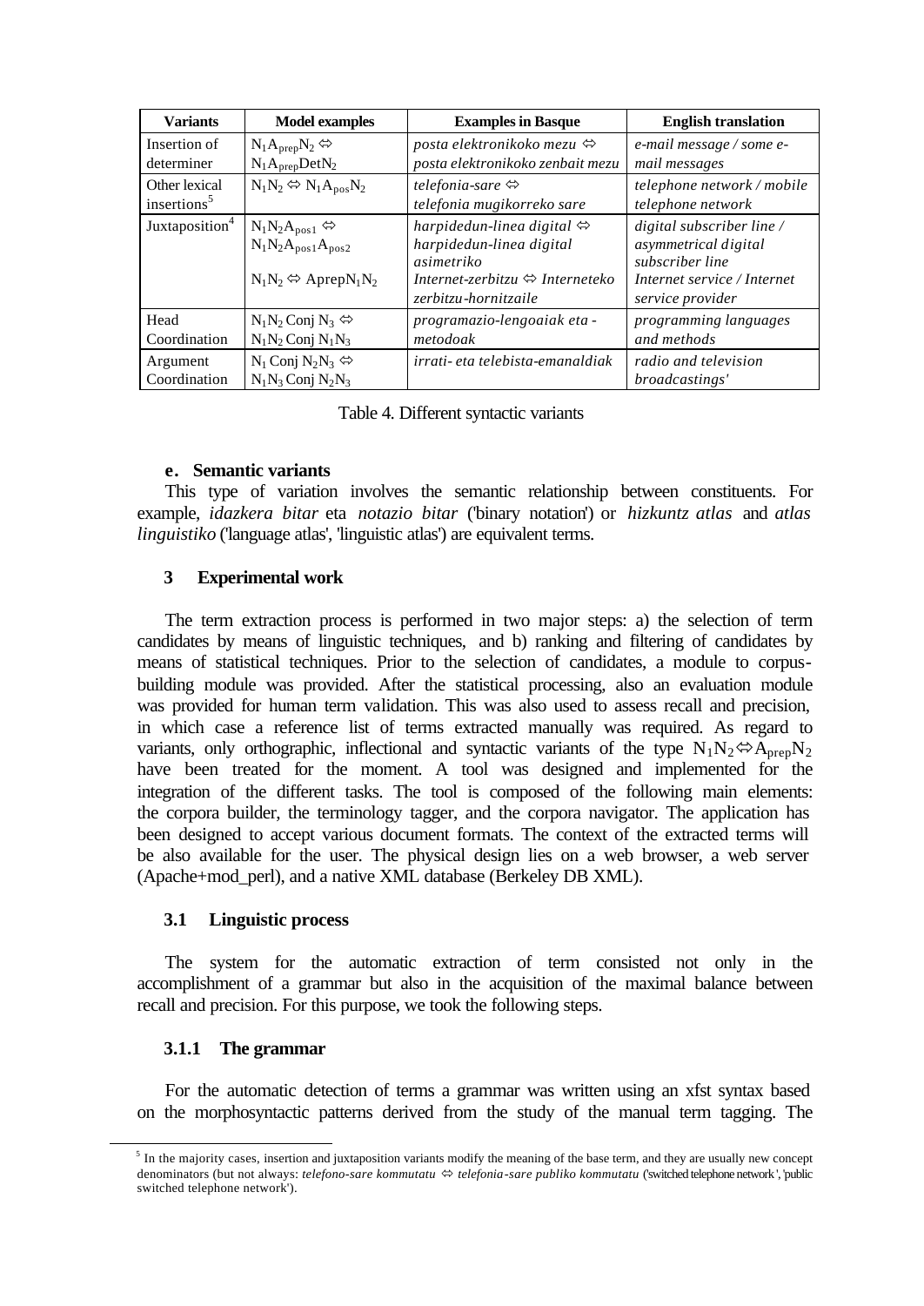| Variants | Model examples | Examples in Basque | English translation |
|---|---|---|---|
| Insertion of determiner | $N_1A_{prep}N_2 \Leftrightarrow N_1A_{prep}DetN_2$ | *posta elektronikoko mezu* ⇔ *posta elektronikoko zenbait mezu* | *e-mail message / some e-mail messages* |
| Other lexical insertions[5] | $N_1N_2 \Leftrightarrow N_1A_{pos}N_2$ | *telefonia-sare* ⇔ *telefonia mugikorreko sare* | *telephone network / mobile telephone network* |
| Juxtaposition[4] | $N_1N_2A_{pos1} \Leftrightarrow N_1N_2A_{pos1}A_{pos2}$<br><br>$N_1N_2 \Leftrightarrow AprepN_1N_2$ | *harpidedun-linea digital* ⇔ *harpidedun-linea digital asimetriko*<br>*Internet-zerbitzu* ⇔ *Interneteko zerbitzu-hornitzaile* | *digital subscriber line / asymmetrical digital subscriber line*<br>*Internet service / Internet service provider* |
| Head Coordination | $N_1N_2$ Conj $N_3 \Leftrightarrow N_1N_2$ Conj $N_1N_3$ | *programazio-lengoaiak eta -metodoak* | *programming languages and methods* |
| Argument Coordination | $N_1$ Conj $N_2N_3 \Leftrightarrow N_1N_3$ Conj $N_2N_3$ | *irrati- eta telebista-emanaldiak* | *radio and television broadcastings'* |

Table 4. Different syntactic variants

#### e. Semantic variants

This type of variation involves the semantic relationship between constituents. For example, *idazkera bitar* eta *notazio bitar* ('binary notation') or *hizkuntz atlas* and *atlas linguistiko* ('language atlas', 'linguistic atlas') are equivalent terms.

## 3 Experimental work

The term extraction process is performed in two major steps: a) the selection of term candidates by means of linguistic techniques, and b) ranking and filtering of candidates by means of statistical techniques. Prior to the selection of candidates, a module to corpus-building module was provided. After the statistical processing, also an evaluation module was provided for human term validation. This was also used to assess recall and precision, in which case a reference list of terms extracted manually was required. As regard to variants, only orthographic, inflectional and syntactic variants of the type $N_1N_2 \Leftrightarrow A_{prep}N_2$ have been treated for the moment. A tool was designed and implemented for the integration of the different tasks. The tool is composed of the following main elements: the corpora builder, the terminology tagger, and the corpora navigator. The application has been designed to accept various document formats. The context of the extracted terms will be also available for the user. The physical design lies on a web browser, a web server (Apache+mod_perl), and a native XML database (Berkeley DB XML).

### 3.1 Linguistic process

The system for the automatic extraction of term consisted not only in the accomplishment of a grammar but also in the acquisition of the maximal balance between recall and precision. For this purpose, we took the following steps.

#### 3.1.1 The grammar

For the automatic detection of terms a grammar was written using an xfst syntax based on the morphosyntactic patterns derived from the study of the manual term tagging. The

[5] In the majority cases, insertion and juxtaposition variants modify the meaning of the base term, and they are usually new concept denominators (but not always: *telefono-sare kommutatu* ⇔ *telefonia-sare publiko kommutatu* ('switched telephone network', 'public switched telephone network').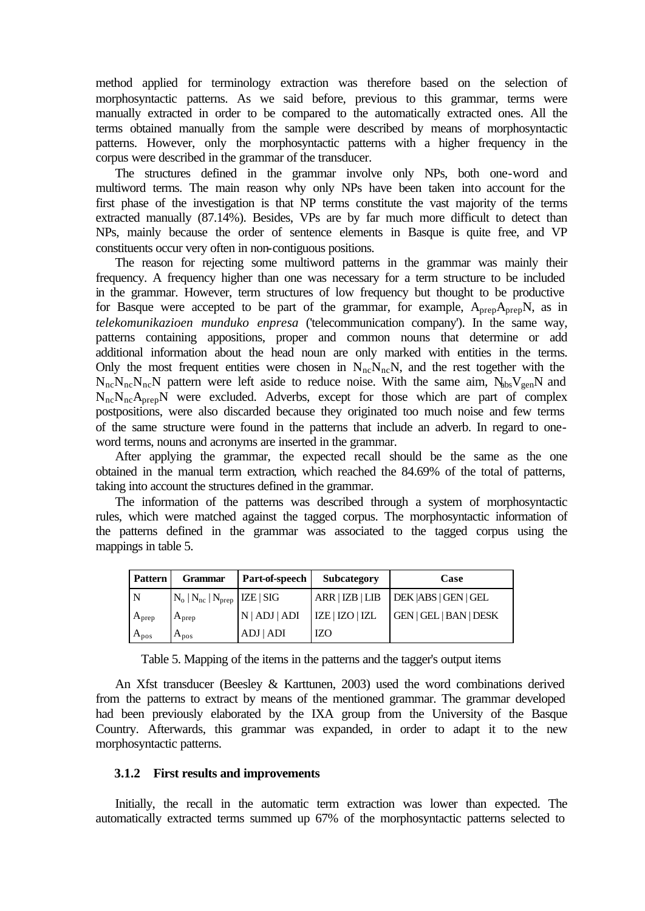method applied for terminology extraction was therefore based on the selection of morphosyntactic patterns. As we said before, previous to this grammar, terms were manually extracted in order to be compared to the automatically extracted ones. All the terms obtained manually from the sample were described by means of morphosyntactic patterns. However, only the morphosyntactic patterns with a higher frequency in the corpus were described in the grammar of the transducer.

The structures defined in the grammar involve only NPs, both one-word and multiword terms. The main reason why only NPs have been taken into account for the first phase of the investigation is that NP terms constitute the vast majority of the terms extracted manually (87.14%). Besides, VPs are by far much more difficult to detect than NPs, mainly because the order of sentence elements in Basque is quite free, and VP constituents occur very often in non-contiguous positions.

The reason for rejecting some multiword patterns in the grammar was mainly their frequency. A frequency higher than one was necessary for a term structure to be included in the grammar. However, term structures of low frequency but thought to be productive for Basque were accepted to be part of the grammar, for example, $A_{prep}A_{prep}N$, as in *telekomunikazioen munduko enpresa* ('telecommunication company'). In the same way, patterns containing appositions, proper and common nouns that determine or add additional information about the head noun are only marked with entities in the terms. Only the most frequent entities were chosen in $N_{nc}N_{nc}N$, and the rest together with the $N_{nc}N_{nc}N_{nc}N$ pattern were left aside to reduce noise. With the same aim, $N_{abs}V_{gen}N$ and $N_{nc}N_{nc}A_{prep}N$ were excluded. Adverbs, except for those which are part of complex postpositions, were also discarded because they originated too much noise and few terms of the same structure were found in the patterns that include an adverb. In regard to one-word terms, nouns and acronyms are inserted in the grammar.

After applying the grammar, the expected recall should be the same as the one obtained in the manual term extraction, which reached the 84.69% of the total of patterns, taking into account the structures defined in the grammar.

The information of the patterns was described through a system of morphosyntactic rules, which were matched against the tagged corpus. The morphosyntactic information of the patterns defined in the grammar was associated to the tagged corpus using the mappings in table 5.

| Pattern | Grammar | Part-of-speech | Subcategory | Case |
|---|---|---|---|---|
| N | $N_o$ \| $N_{nc}$ \| $N_{prep}$ | IZE \| SIG | ARR \| IZB \| LIB | DEK \|ABS \| GEN \| GEL |
| $A_{prep}$ | $A_{prep}$ | N \| ADJ \| ADI | IZE \| IZO \| IZL | GEN \| GEL \| BAN \| DESK |
| $A_{pos}$ | $A_{pos}$ | ADJ \| ADI | IZO | |

Table 5. Mapping of the items in the patterns and the tagger's output items

An Xfst transducer (Beesley & Karttunen, 2003) used the word combinations derived from the patterns to extract by means of the mentioned grammar. The grammar developed had been previously elaborated by the IXA group from the University of the Basque Country. Afterwards, this grammar was expanded, in order to adapt it to the new morphosyntactic patterns.

### 3.1.2 First results and improvements

Initially, the recall in the automatic term extraction was lower than expected. The automatically extracted terms summed up 67% of the morphosyntactic patterns selected to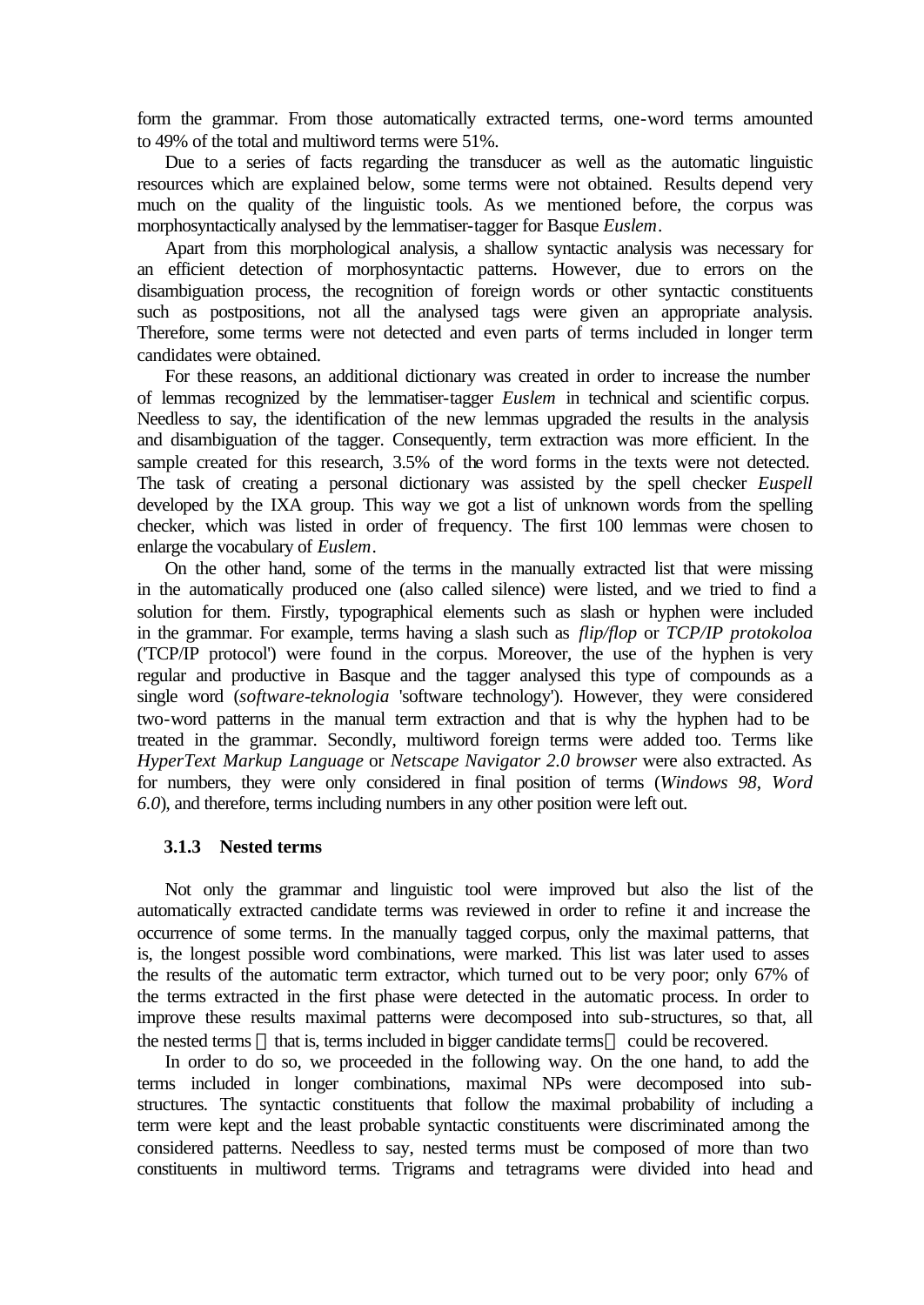form the grammar. From those automatically extracted terms, one-word terms amounted to 49% of the total and multiword terms were 51%.

Due to a series of facts regarding the transducer as well as the automatic linguistic resources which are explained below, some terms were not obtained. Results depend very much on the quality of the linguistic tools. As we mentioned before, the corpus was morphosyntactically analysed by the lemmatiser-tagger for Basque *Euslem*.

Apart from this morphological analysis, a shallow syntactic analysis was necessary for an efficient detection of morphosyntactic patterns. However, due to errors on the disambiguation process, the recognition of foreign words or other syntactic constituents such as postpositions, not all the analysed tags were given an appropriate analysis. Therefore, some terms were not detected and even parts of terms included in longer term candidates were obtained.

For these reasons, an additional dictionary was created in order to increase the number of lemmas recognized by the lemmatiser-tagger *Euslem* in technical and scientific corpus. Needless to say, the identification of the new lemmas upgraded the results in the analysis and disambiguation of the tagger. Consequently, term extraction was more efficient. In the sample created for this research, 3.5% of the word forms in the texts were not detected. The task of creating a personal dictionary was assisted by the spell checker *Euspell* developed by the IXA group. This way we got a list of unknown words from the spelling checker, which was listed in order of frequency. The first 100 lemmas were chosen to enlarge the vocabulary of *Euslem*.

On the other hand, some of the terms in the manually extracted list that were missing in the automatically produced one (also called silence) were listed, and we tried to find a solution for them. Firstly, typographical elements such as slash or hyphen were included in the grammar. For example, terms having a slash such as *flip/flop* or *TCP/IP protokoloa* ('TCP/IP protocol') were found in the corpus. Moreover, the use of the hyphen is very regular and productive in Basque and the tagger analysed this type of compounds as a single word (*software-teknologia* 'software technology'). However, they were considered two-word patterns in the manual term extraction and that is why the hyphen had to be treated in the grammar. Secondly, multiword foreign terms were added too. Terms like *HyperText Markup Language* or *Netscape Navigator 2.0 browser* were also extracted. As for numbers, they were only considered in final position of terms (*Windows 98*, *Word 6.0*), and therefore, terms including numbers in any other position were left out.

### 3.1.3 Nested terms

Not only the grammar and linguistic tool were improved but also the list of the automatically extracted candidate terms was reviewed in order to refine it and increase the occurrence of some terms. In the manually tagged corpus, only the maximal patterns, that is, the longest possible word combinations, were marked. This list was later used to asses the results of the automatic term extractor, which turned out to be very poor; only 67% of the terms extracted in the first phase were detected in the automatic process. In order to improve these results maximal patterns were decomposed into sub-structures, so that, all the nested terms — that is, terms included in bigger candidate terms — could be recovered.

In order to do so, we proceeded in the following way. On the one hand, to add the terms included in longer combinations, maximal NPs were decomposed into sub-structures. The syntactic constituents that follow the maximal probability of including a term were kept and the least probable syntactic constituents were discriminated among the considered patterns. Needless to say, nested terms must be composed of more than two constituents in multiword terms. Trigrams and tetragrams were divided into head and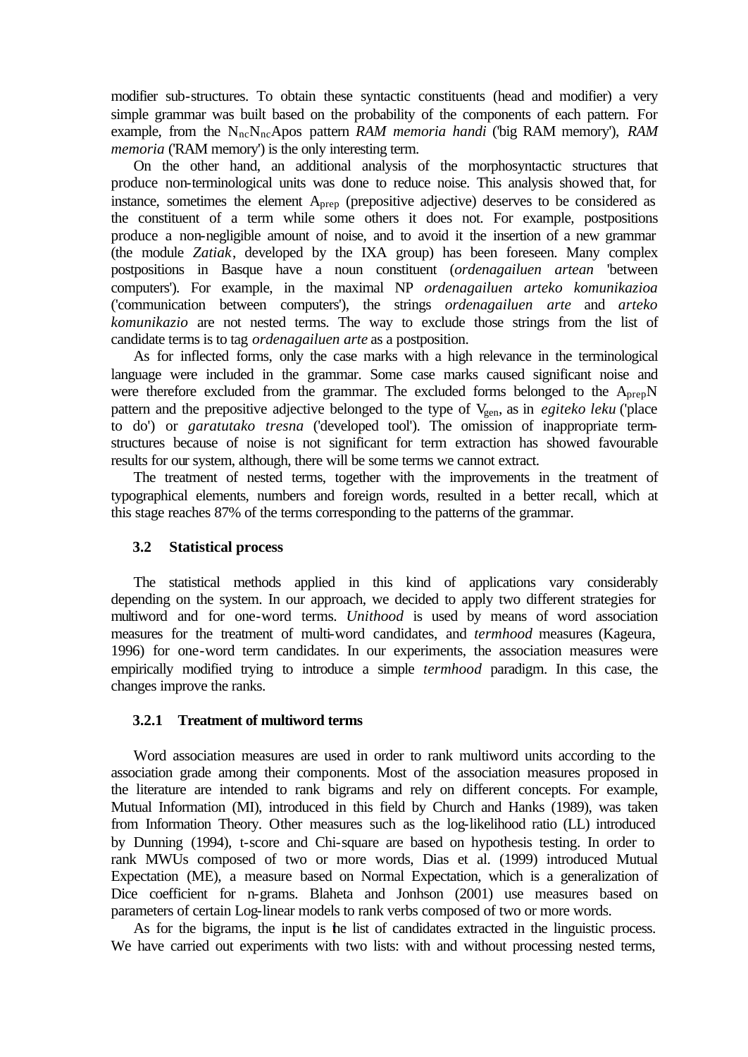modifier sub-structures. To obtain these syntactic constituents (head and modifier) a very simple grammar was built based on the probability of the components of each pattern. For example, from the $N_{nc}N_{nc}$Apos pattern *RAM memoria handi* ('big RAM memory'), *RAM memoria* ('RAM memory') is the only interesting term.

On the other hand, an additional analysis of the morphosyntactic structures that produce non-terminological units was done to reduce noise. This analysis showed that, for instance, sometimes the element $A_{prep}$ (prepositive adjective) deserves to be considered as the constituent of a term while some others it does not. For example, postpositions produce a non-negligible amount of noise, and to avoid it the insertion of a new grammar (the module *Zatiak*, developed by the IXA group) has been foreseen. Many complex postpositions in Basque have a noun constituent (*ordenagailuen artean* 'between computers'). For example, in the maximal NP *ordenagailuen arteko komunikazioa* ('communication between computers'), the strings *ordenagailuen arte* and *arteko komunikazio* are not nested terms. The way to exclude those strings from the list of candidate terms is to tag *ordenagailuen arte* as a postposition.

As for inflected forms, only the case marks with a high relevance in the terminological language were included in the grammar. Some case marks caused significant noise and were therefore excluded from the grammar. The excluded forms belonged to the $A_{prep}$N pattern and the prepositive adjective belonged to the type of $V_{gen}$, as in *egiteko leku* ('place to do') or *garatutako tresna* ('developed tool'). The omission of inappropriate term-structures because of noise is not significant for term extraction has showed favourable results for our system, although, there will be some terms we cannot extract.

The treatment of nested terms, together with the improvements in the treatment of typographical elements, numbers and foreign words, resulted in a better recall, which at this stage reaches 87% of the terms corresponding to the patterns of the grammar.

### 3.2 Statistical process

The statistical methods applied in this kind of applications vary considerably depending on the system. In our approach, we decided to apply two different strategies for multiword and for one-word terms. *Unithood* is used by means of word association measures for the treatment of multi-word candidates, and *termhood* measures (Kageura, 1996) for one-word term candidates. In our experiments, the association measures were empirically modified trying to introduce a simple *termhood* paradigm. In this case, the changes improve the ranks.

#### 3.2.1 Treatment of multiword terms

Word association measures are used in order to rank multiword units according to the association grade among their components. Most of the association measures proposed in the literature are intended to rank bigrams and rely on different concepts. For example, Mutual Information (MI), introduced in this field by Church and Hanks (1989), was taken from Information Theory. Other measures such as the log-likelihood ratio (LL) introduced by Dunning (1994), t-score and Chi-square are based on hypothesis testing. In order to rank MWUs composed of two or more words, Dias et al. (1999) introduced Mutual Expectation (ME), a measure based on Normal Expectation, which is a generalization of Dice coefficient for n-grams. Blaheta and Jonhson (2001) use measures based on parameters of certain Log-linear models to rank verbs composed of two or more words.

As for the bigrams, the input is the list of candidates extracted in the linguistic process. We have carried out experiments with two lists: with and without processing nested terms,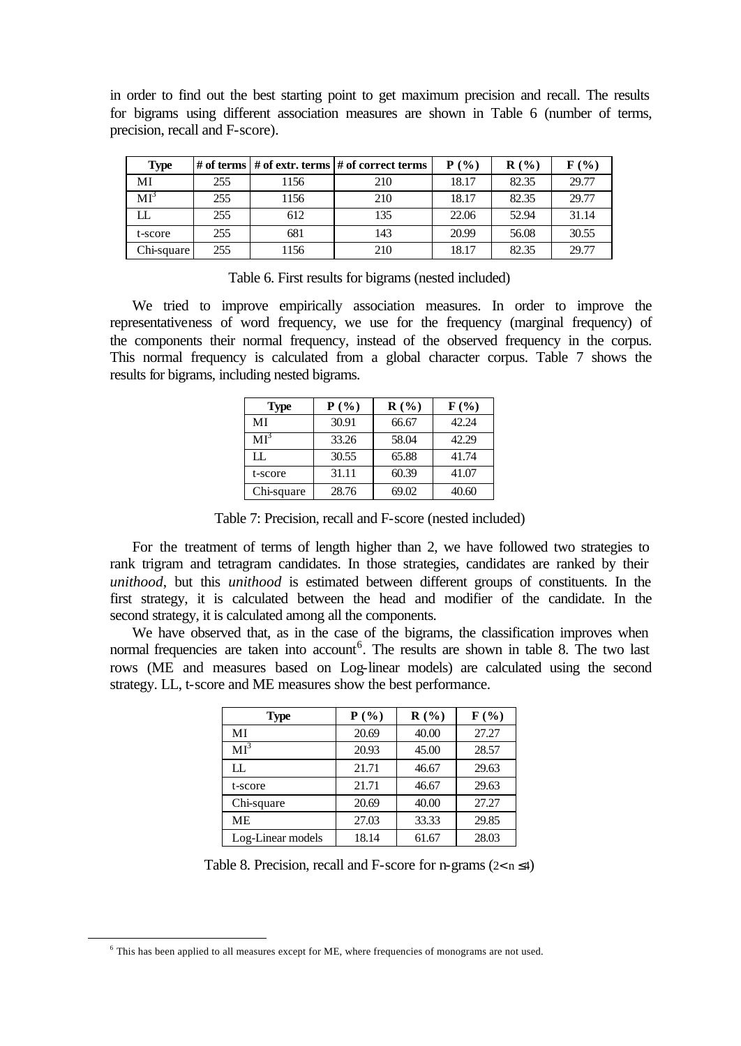in order to find out the best starting point to get maximum precision and recall. The results for bigrams using different association measures are shown in Table 6 (number of terms, precision, recall and F-score).

| Type | # of terms | # of extr. terms | # of correct terms | P (%) | R (%) | F (%) |
|---|---|---|---|---|---|---|
| MI | 255 | 1156 | 210 | 18.17 | 82.35 | 29.77 |
| $MI^3$ | 255 | 1156 | 210 | 18.17 | 82.35 | 29.77 |
| LL | 255 | 612 | 135 | 22.06 | 52.94 | 31.14 |
| t-score | 255 | 681 | 143 | 20.99 | 56.08 | 30.55 |
| Chi-square | 255 | 1156 | 210 | 18.17 | 82.35 | 29.77 |

Table 6. First results for bigrams (nested included)

We tried to improve empirically association measures. In order to improve the representativeness of word frequency, we use for the frequency (marginal frequency) of the components their normal frequency, instead of the observed frequency in the corpus. This normal frequency is calculated from a global character corpus. Table 7 shows the results for bigrams, including nested bigrams.

| Type | P (%) | R (%) | F (%) |
|---|---|---|---|
| MI | 30.91 | 66.67 | 42.24 |
| $MI^3$ | 33.26 | 58.04 | 42.29 |
| LL | 30.55 | 65.88 | 41.74 |
| t-score | 31.11 | 60.39 | 41.07 |
| Chi-square | 28.76 | 69.02 | 40.60 |

Table 7: Precision, recall and F-score (nested included)

For the treatment of terms of length higher than 2, we have followed two strategies to rank trigram and tetragram candidates. In those strategies, candidates are ranked by their *unithood*, but this *unithood* is estimated between different groups of constituents. In the first strategy, it is calculated between the head and modifier of the candidate. In the second strategy, it is calculated among all the components.

We have observed that, as in the case of the bigrams, the classification improves when normal frequencies are taken into account[6]. The results are shown in table 8. The two last rows (ME and measures based on Log-linear models) are calculated using the second strategy. LL, t-score and ME measures show the best performance.

| Type | P (%) | R (%) | F (%) |
|---|---|---|---|
| MI | 20.69 | 40.00 | 27.27 |
| $MI^3$ | 20.93 | 45.00 | 28.57 |
| LL | 21.71 | 46.67 | 29.63 |
| t-score | 21.71 | 46.67 | 29.63 |
| Chi-square | 20.69 | 40.00 | 27.27 |
| ME | 27.03 | 33.33 | 29.85 |
| Log-Linear models | 18.14 | 61.67 | 28.03 |

Table 8. Precision, recall and F-score for n-grams ($2 < n \leq 4$)

[6] This has been applied to all measures except for ME, where frequencies of monograms are not used.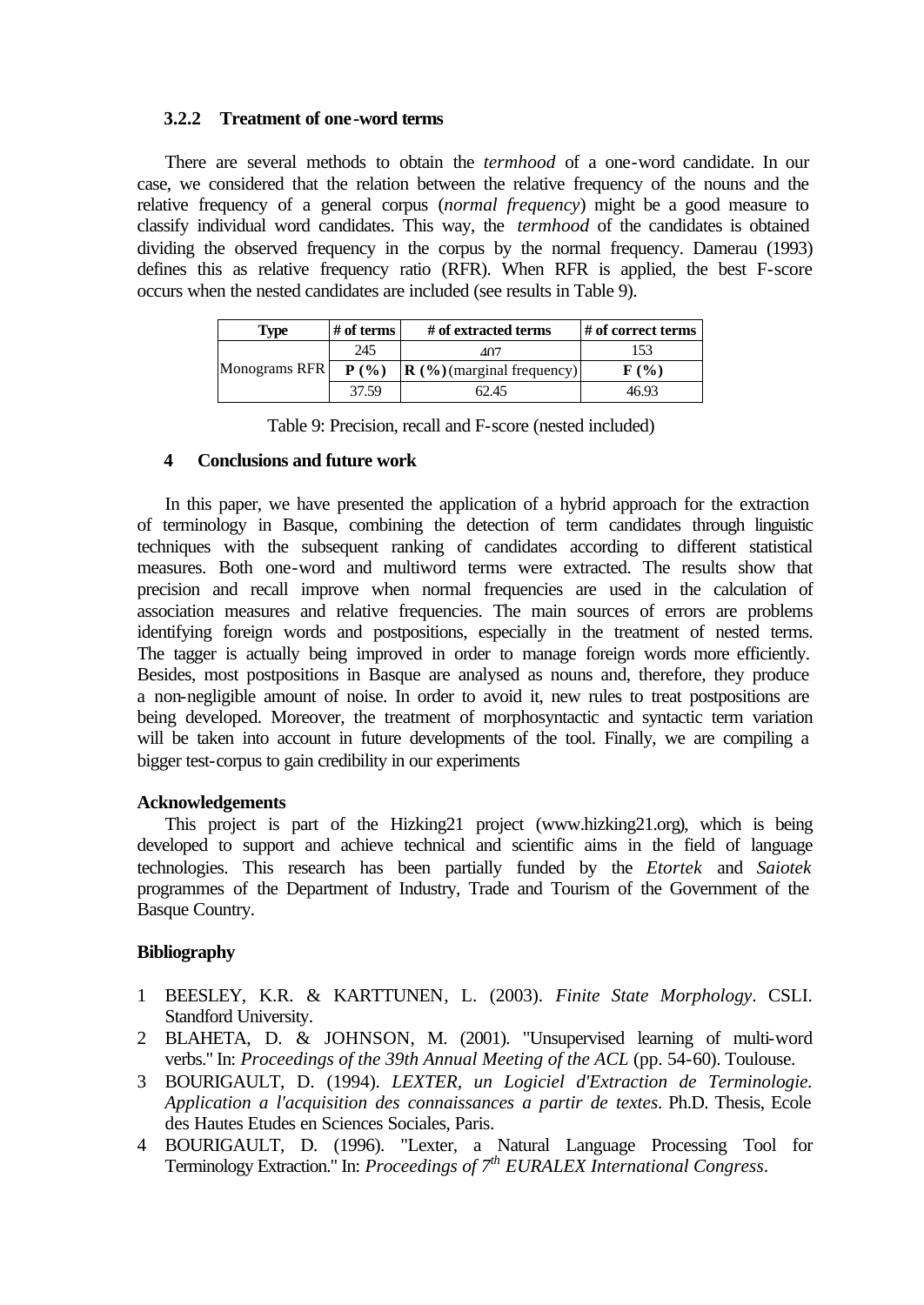### 3.2.2 Treatment of one-word terms

There are several methods to obtain the *termhood* of a one-word candidate. In our case, we considered that the relation between the relative frequency of the nouns and the relative frequency of a general corpus (*normal frequency*) might be a good measure to classify individual word candidates. This way, the *termhood* of the candidates is obtained dividing the observed frequency in the corpus by the normal frequency. Damerau (1993) defines this as relative frequency ratio (RFR). When RFR is applied, the best F-score occurs when the nested candidates are included (see results in Table 9).

| Type | # of terms | # of extracted terms | # of correct terms |
|---|---|---|---|
| Monograms RFR | 245 | 407 | 153 |
| | **P (%)** | **R (%)** (marginal frequency) | **F (%)** |
| | 37.59 | 62.45 | 46.93 |

Table 9: Precision, recall and F-score (nested included)

## 4 Conclusions and future work

In this paper, we have presented the application of a hybrid approach for the extraction of terminology in Basque, combining the detection of term candidates through linguistic techniques with the subsequent ranking of candidates according to different statistical measures. Both one-word and multiword terms were extracted. The results show that precision and recall improve when normal frequencies are used in the calculation of association measures and relative frequencies. The main sources of errors are problems identifying foreign words and postpositions, especially in the treatment of nested terms. The tagger is actually being improved in order to manage foreign words more efficiently. Besides, most postpositions in Basque are analysed as nouns and, therefore, they produce a non-negligible amount of noise. In order to avoid it, new rules to treat postpositions are being developed. Moreover, the treatment of morphosyntactic and syntactic term variation will be taken into account in future developments of the tool. Finally, we are compiling a bigger test-corpus to gain credibility in our experiments

**Acknowledgements**

This project is part of the Hizking21 project (www.hizking21.org), which is being developed to support and achieve technical and scientific aims in the field of language technologies. This research has been partially funded by the *Etortek* and *Saiotek* programmes of the Department of Industry, Trade and Tourism of the Government of the Basque Country.

**Bibliography**

1. BEESLEY, K.R. & KARTTUNEN, L. (2003). *Finite State Morphology*. CSLI. Standford University.
2. BLAHETA, D. & JOHNSON, M. (2001). "Unsupervised learning of multi-word verbs." In: *Proceedings of the 39th Annual Meeting of the ACL* (pp. 54-60). Toulouse.
3. BOURIGAULT, D. (1994). *LEXTER, un Logiciel d'Extraction de Terminologie. Application a l'acquisition des connaissances a partir de textes*. Ph.D. Thesis, Ecole des Hautes Etudes en Sciences Sociales, Paris.
4. BOURIGAULT, D. (1996). "Lexter, a Natural Language Processing Tool for Terminology Extraction." In: *Proceedings of 7th EURALEX International Congress*.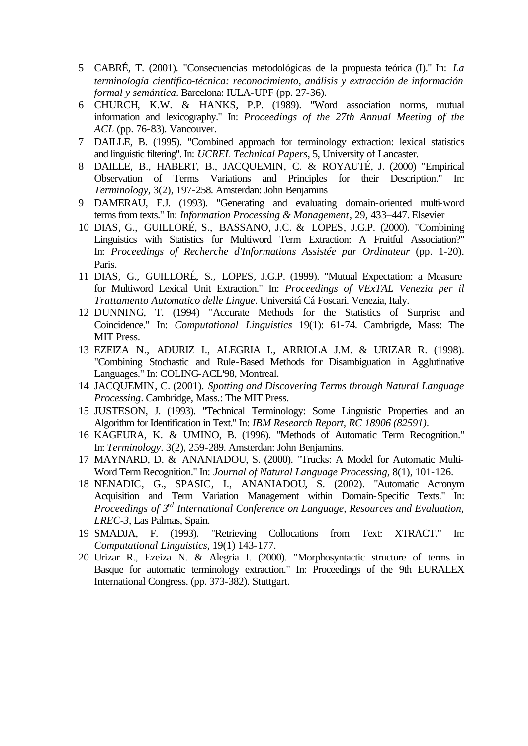5 CABRÉ, T. (2001). "Consecuencias metodológicas de la propuesta teórica (I)." In: *La terminología científico-técnica: reconocimiento, análisis y extracción de información formal y semántica*. Barcelona: IULA-UPF (pp. 27-36).

6 CHURCH, K.W. & HANKS, P.P. (1989). "Word association norms, mutual information and lexicography." In: *Proceedings of the 27th Annual Meeting of the ACL* (pp. 76-83). Vancouver.

7 DAILLE, B. (1995). "Combined approach for terminology extraction: lexical statistics and linguistic filtering". In: *UCREL Technical Papers*, 5, University of Lancaster.

8 DAILLE, B., HABERT, B., JACQUEMIN, C. & ROYAUTÉ, J. (2000) "Empirical Observation of Terms Variations and Principles for their Description." In: *Terminology*, 3(2), 197-258. Amsterdan: John Benjamins

9 DAMERAU, F.J. (1993). "Generating and evaluating domain-oriented multi-word terms from texts." In: *Information Processing & Management*, 29, 433–447. Elsevier

10 DIAS, G., GUILLORÉ, S., BASSANO, J.C. & LOPES, J.G.P. (2000). "Combining Linguistics with Statistics for Multiword Term Extraction: A Fruitful Association?" In: *Proceedings of Recherche d'Informations Assistée par Ordinateur* (pp. 1-20). Paris.

11 DIAS, G., GUILLORÉ, S., LOPES, J.G.P. (1999). "Mutual Expectation: a Measure for Multiword Lexical Unit Extraction." In: *Proceedings of VExTAL Venezia per il Trattamento Automatico delle Lingue*. Universitá Cá Foscari. Venezia, Italy.

12 DUNNING, T. (1994) "Accurate Methods for the Statistics of Surprise and Coincidence." In: *Computational Linguistics* 19(1): 61-74. Cambrigde, Mass: The MIT Press.

13 EZEIZA N., ADURIZ I., ALEGRIA I., ARRIOLA J.M. & URIZAR R. (1998). "Combining Stochastic and Rule-Based Methods for Disambiguation in Agglutinative Languages." In: COLING-ACL'98, Montreal.

14 JACQUEMIN, C. (2001). *Spotting and Discovering Terms through Natural Language Processing*. Cambridge, Mass.: The MIT Press.

15 JUSTESON, J. (1993). "Technical Terminology: Some Linguistic Properties and an Algorithm for Identification in Text." In: *IBM Research Report, RC 18906 (82591)*.

16 KAGEURA, K. & UMINO, B. (1996). "Methods of Automatic Term Recognition." In: *Terminology*. 3(2), 259-289. Amsterdan: John Benjamins.

17 MAYNARD, D. & ANANIADOU, S. (2000). "Trucks: A Model for Automatic Multi-Word Term Recognition." In: *Journal of Natural Language Processing*, 8(1), 101-126.

18 NENADIC, G., SPASIC, I., ANANIADOU, S. (2002). "Automatic Acronym Acquisition and Term Variation Management within Domain-Specific Texts." In: *Proceedings of 3rd International Conference on Language, Resources and Evaluation, LREC-3*, Las Palmas, Spain.

19 SMADJA, F. (1993). "Retrieving Collocations from Text: XTRACT." In: *Computational Linguistics*, 19(1) 143-177.

20 Urizar R., Ezeiza N. & Alegria I. (2000). "Morphosyntactic structure of terms in Basque for automatic terminology extraction." In: Proceedings of the 9th EURALEX International Congress. (pp. 373-382). Stuttgart.